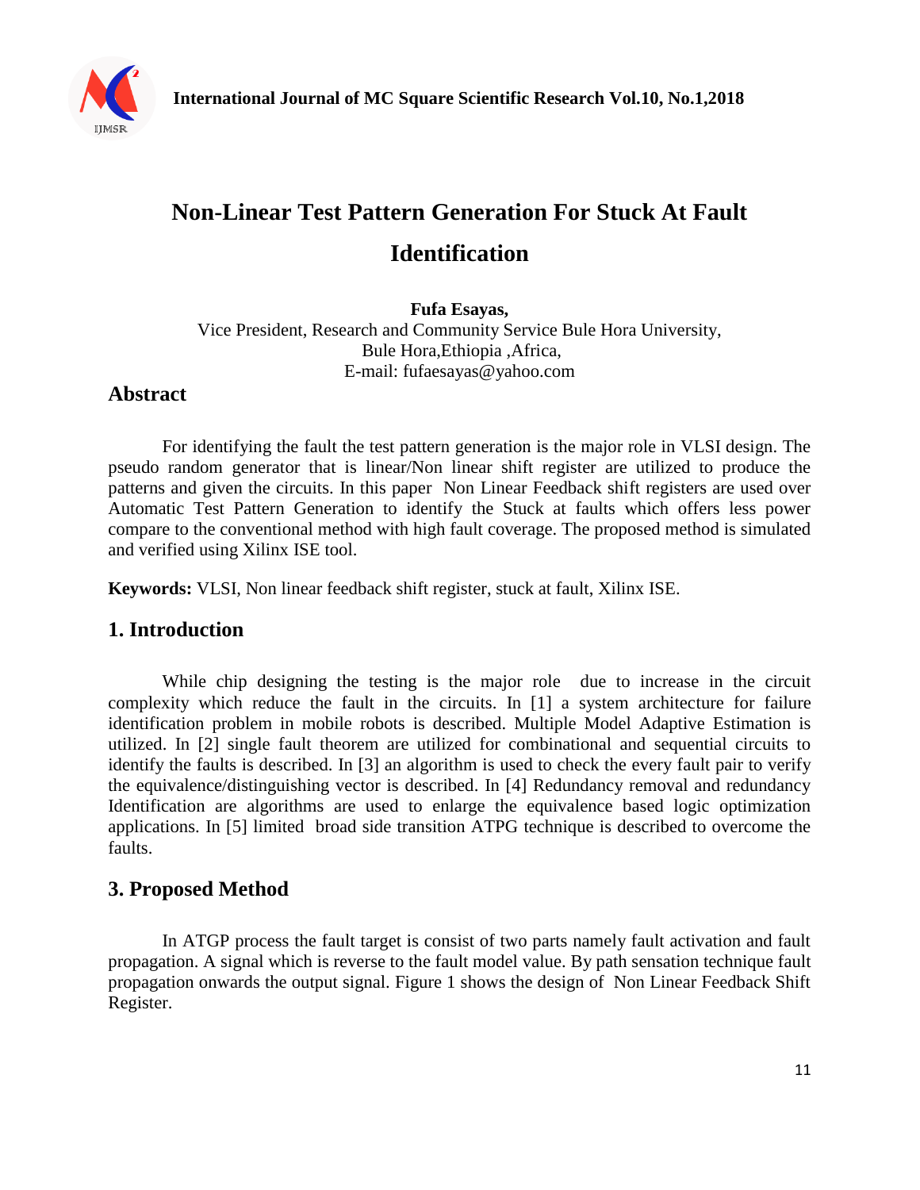# Non-Linear Test Pattern Generation For Stuck At Fault Identification

**Fufa Esayas,**
Vice President, Research and Community Service Bule Hora University,
Bule Hora,Ethiopia ,Africa,
E-mail: fufaesayas@yahoo.com

## Abstract

For identifying the fault the test pattern generation is the major role in VLSI design. The pseudo random generator that is linear/Non linear shift register are utilized to produce the patterns and given the circuits. In this paper Non Linear Feedback shift registers are used over Automatic Test Pattern Generation to identify the Stuck at faults which offers less power compare to the conventional method with high fault coverage. The proposed method is simulated and verified using Xilinx ISE tool.

**Keywords:** VLSI, Non linear feedback shift register, stuck at fault, Xilinx ISE.

## 1. Introduction

While chip designing the testing is the major role due to increase in the circuit complexity which reduce the fault in the circuits. In [1] a system architecture for failure identification problem in mobile robots is described. Multiple Model Adaptive Estimation is utilized. In [2] single fault theorem are utilized for combinational and sequential circuits to identify the faults is described. In [3] an algorithm is used to check the every fault pair to verify the equivalence/distinguishing vector is described. In [4] Redundancy removal and redundancy Identification are algorithms are used to enlarge the equivalence based logic optimization applications. In [5] limited broad side transition ATPG technique is described to overcome the faults.

## 3. Proposed Method

In ATGP process the fault target is consist of two parts namely fault activation and fault propagation. A signal which is reverse to the fault model value. By path sensation technique fault propagation onwards the output signal. Figure 1 shows the design of Non Linear Feedback Shift Register.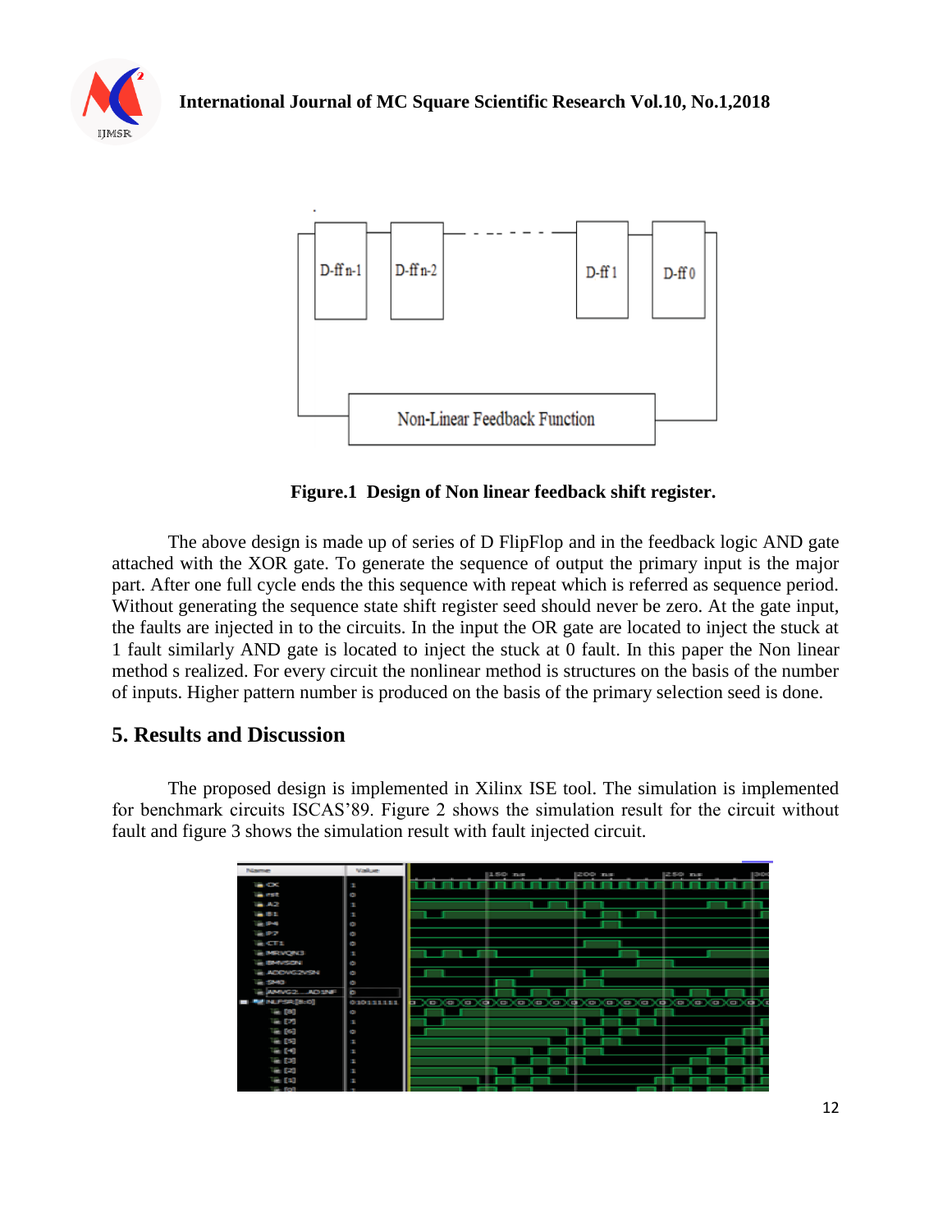**Figure.1 Design of Non linear feedback shift register.**

The above design is made up of series of D FlipFlop and in the feedback logic AND gate attached with the XOR gate. To generate the sequence of output the primary input is the major part. After one full cycle ends the this sequence with repeat which is referred as sequence period. Without generating the sequence state shift register seed should never be zero. At the gate input, the faults are injected in to the circuits. In the input the OR gate are located to inject the stuck at 1 fault similarly AND gate is located to inject the stuck at 0 fault. In this paper the Non linear method s realized. For every circuit the nonlinear method is structures on the basis of the number of inputs. Higher pattern number is produced on the basis of the primary selection seed is done.

## 5. Results and Discussion

The proposed design is implemented in Xilinx ISE tool. The simulation is implemented for benchmark circuits ISCAS'89. Figure 2 shows the simulation result for the circuit without fault and figure 3 shows the simulation result with fault injected circuit.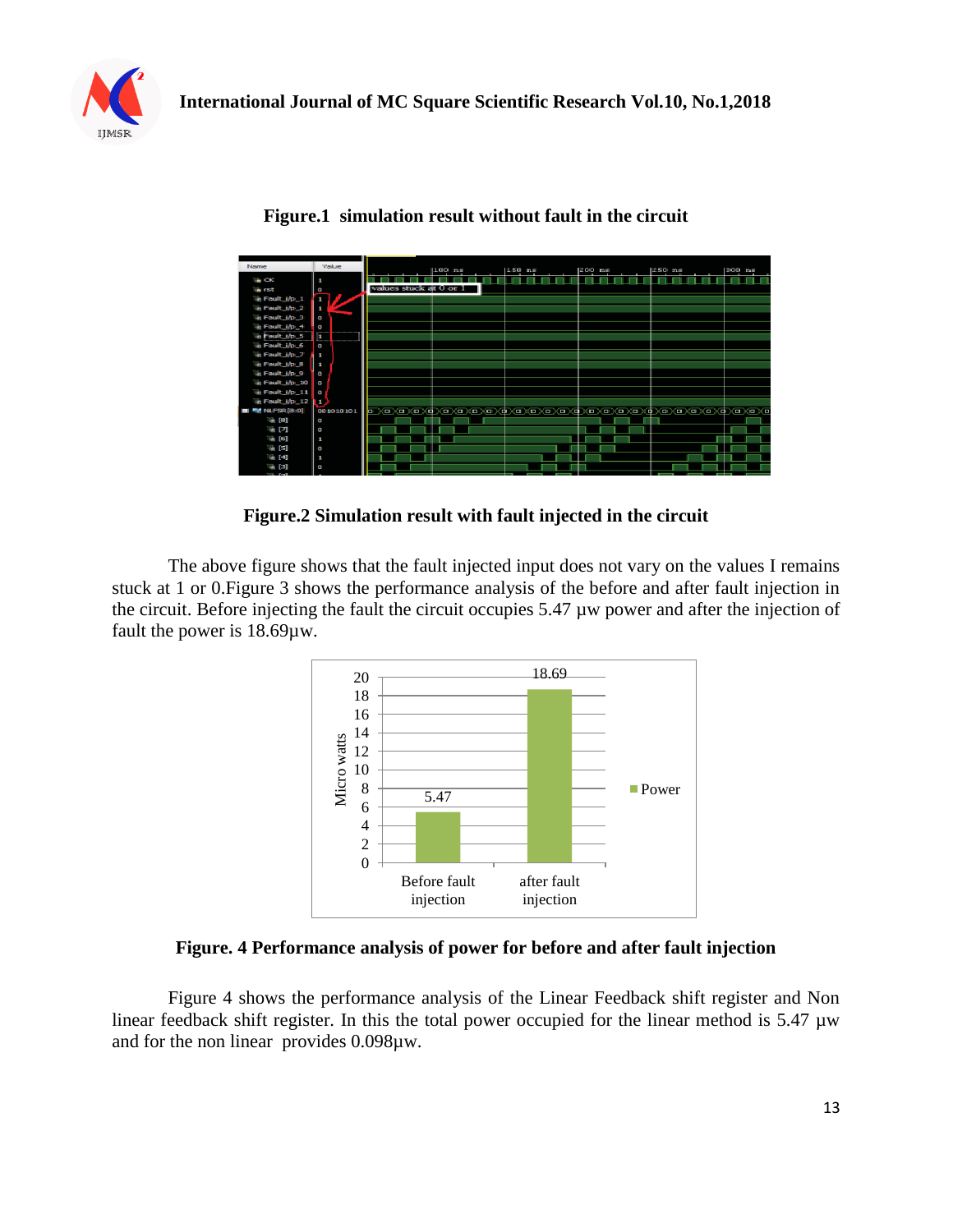**Figure.1 simulation result without fault in the circuit**

**Figure.2 Simulation result with fault injected in the circuit**

The above figure shows that the fault injected input does not vary on the values I remains stuck at 1 or 0.Figure 3 shows the performance analysis of the before and after fault injection in the circuit. Before injecting the fault the circuit occupies 5.47 µw power and after the injection of fault the power is 18.69µw.

**Figure. 4 Performance analysis of power for before and after fault injection**

Figure 4 shows the performance analysis of the Linear Feedback shift register and Non linear feedback shift register. In this the total power occupied for the linear method is 5.47 µw and for the non linear provides 0.098µw.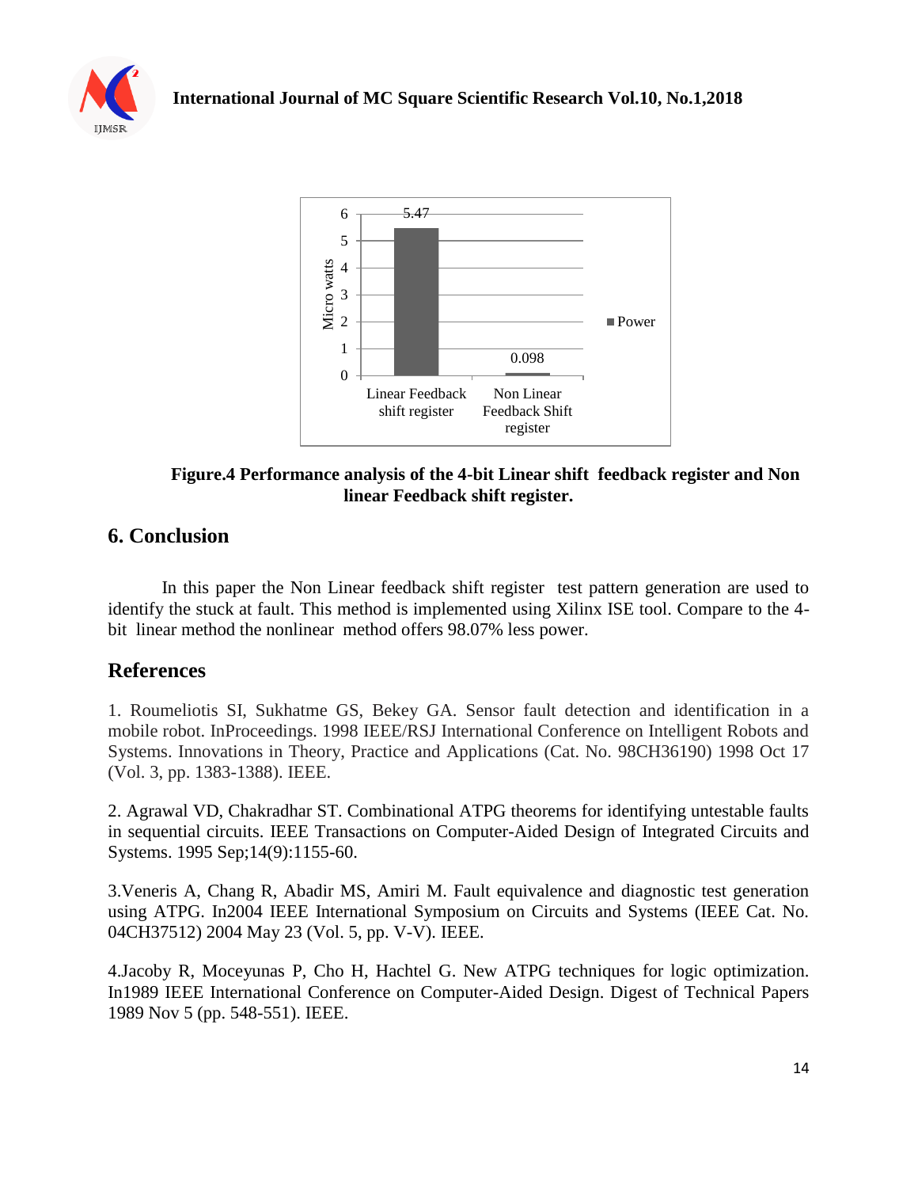Figure.4 Performance analysis of the 4-bit Linear shift feedback register and Non linear Feedback shift register.

## 6. Conclusion

In this paper the Non Linear feedback shift register test pattern generation are used to identify the stuck at fault. This method is implemented using Xilinx ISE tool. Compare to the 4-bit linear method the nonlinear method offers 98.07% less power.

## References

1. Roumeliotis SI, Sukhatme GS, Bekey GA. Sensor fault detection and identification in a mobile robot. InProceedings. 1998 IEEE/RSJ International Conference on Intelligent Robots and Systems. Innovations in Theory, Practice and Applications (Cat. No. 98CH36190) 1998 Oct 17 (Vol. 3, pp. 1383-1388). IEEE.

2. Agrawal VD, Chakradhar ST. Combinational ATPG theorems for identifying untestable faults in sequential circuits. IEEE Transactions on Computer-Aided Design of Integrated Circuits and Systems. 1995 Sep;14(9):1155-60.

3. Veneris A, Chang R, Abadir MS, Amiri M. Fault equivalence and diagnostic test generation using ATPG. In2004 IEEE International Symposium on Circuits and Systems (IEEE Cat. No. 04CH37512) 2004 May 23 (Vol. 5, pp. V-V). IEEE.

4. Jacoby R, Moceyunas P, Cho H, Hachtel G. New ATPG techniques for logic optimization. In1989 IEEE International Conference on Computer-Aided Design. Digest of Technical Papers 1989 Nov 5 (pp. 548-551). IEEE.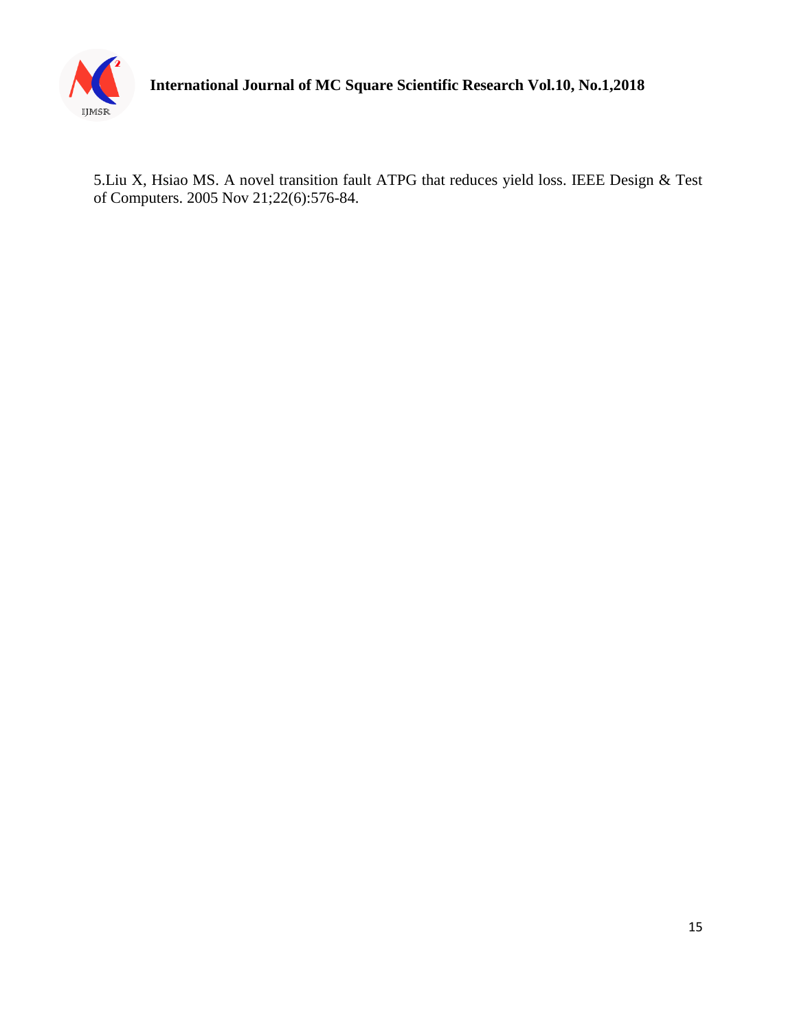5.Liu X, Hsiao MS. A novel transition fault ATPG that reduces yield loss. IEEE Design & Test of Computers. 2005 Nov 21;22(6):576-84.